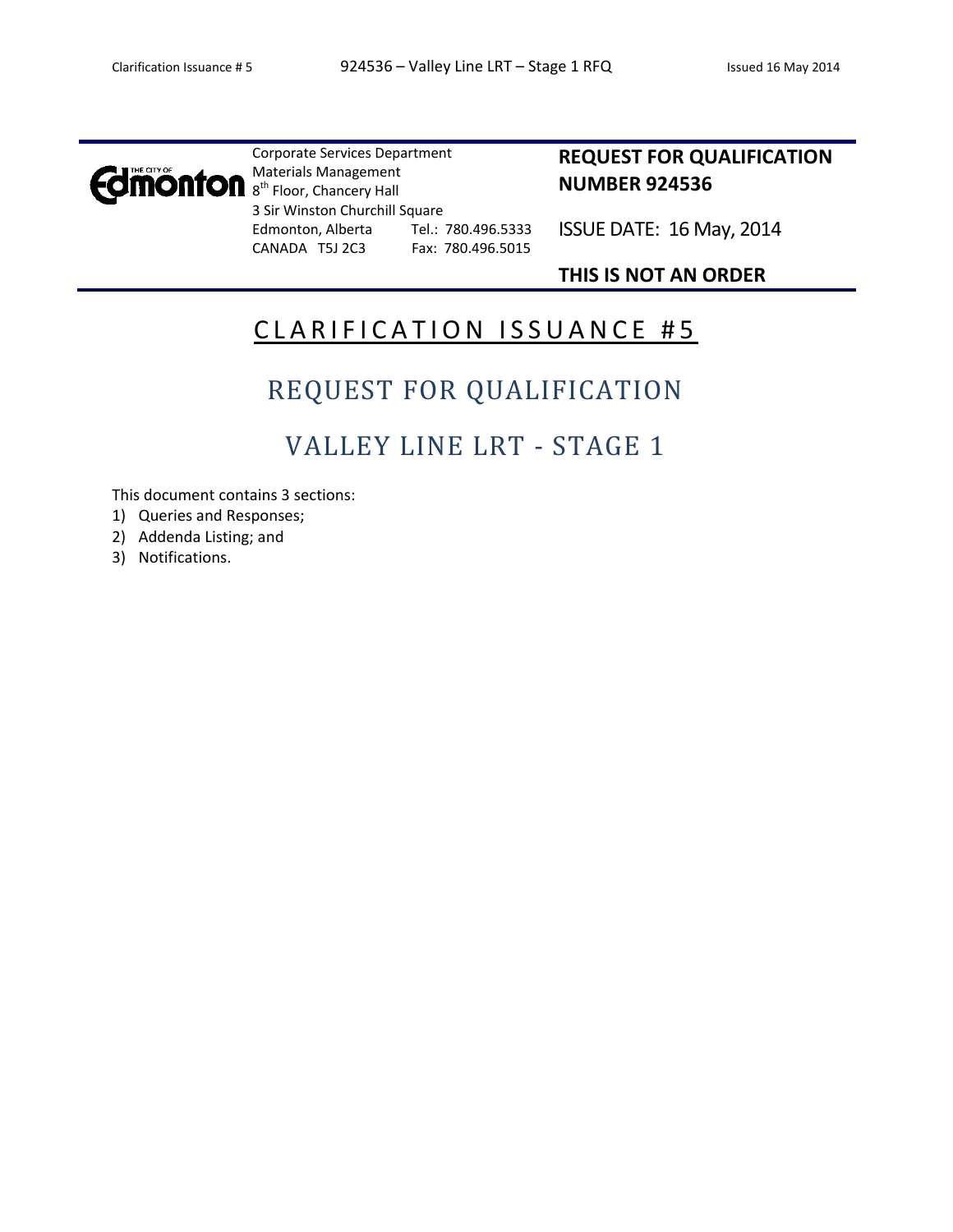The City of Edmonton

Corporate Services Department
Materials Management
8th Floor, Chancery Hall
3 Sir Winston Churchill Square
Edmonton, Alberta Tel.: 780.496.5333
CANADA T5J 2C3 Fax: 780.496.5015

**REQUEST FOR QUALIFICATION NUMBER 924536**

ISSUE DATE: 16 May, 2014

**THIS IS NOT AN ORDER**

# CLARIFICATION ISSUANCE #5

## REQUEST FOR QUALIFICATION

## VALLEY LINE LRT - STAGE 1

This document contains 3 sections:

1) Queries and Responses;
2) Addenda Listing; and
3) Notifications.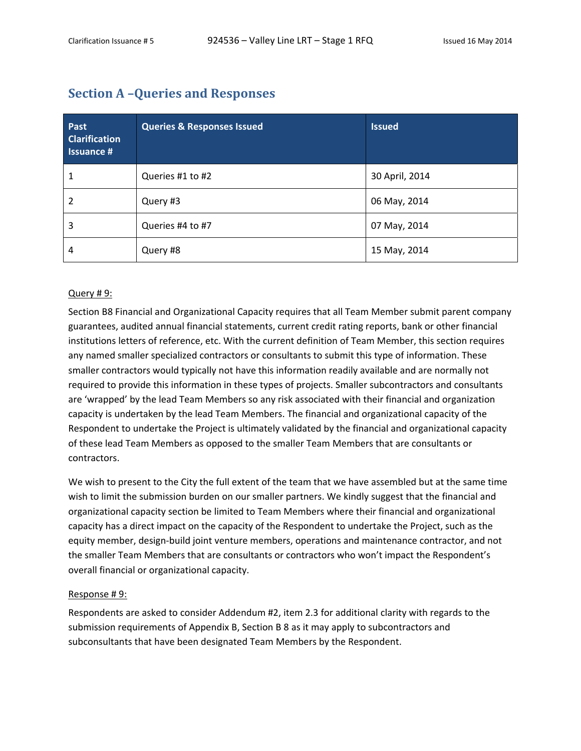## Section A –Queries and Responses

| Past Clarification Issuance # | Queries & Responses Issued | Issued |
|---|---|---|
| 1 | Queries #1 to #2 | 30 April, 2014 |
| 2 | Query #3 | 06 May, 2014 |
| 3 | Queries #4 to #7 | 07 May, 2014 |
| 4 | Query #8 | 15 May, 2014 |

Query # 9:

Section B8 Financial and Organizational Capacity requires that all Team Member submit parent company guarantees, audited annual financial statements, current credit rating reports, bank or other financial institutions letters of reference, etc. With the current definition of Team Member, this section requires any named smaller specialized contractors or consultants to submit this type of information. These smaller contractors would typically not have this information readily available and are normally not required to provide this information in these types of projects. Smaller subcontractors and consultants are 'wrapped' by the lead Team Members so any risk associated with their financial and organization capacity is undertaken by the lead Team Members. The financial and organizational capacity of the Respondent to undertake the Project is ultimately validated by the financial and organizational capacity of these lead Team Members as opposed to the smaller Team Members that are consultants or contractors.

We wish to present to the City the full extent of the team that we have assembled but at the same time wish to limit the submission burden on our smaller partners. We kindly suggest that the financial and organizational capacity section be limited to Team Members where their financial and organizational capacity has a direct impact on the capacity of the Respondent to undertake the Project, such as the equity member, design-build joint venture members, operations and maintenance contractor, and not the smaller Team Members that are consultants or contractors who won't impact the Respondent's overall financial or organizational capacity.

Response # 9:

Respondents are asked to consider Addendum #2, item 2.3 for additional clarity with regards to the submission requirements of Appendix B, Section B 8 as it may apply to subcontractors and subconsultants that have been designated Team Members by the Respondent.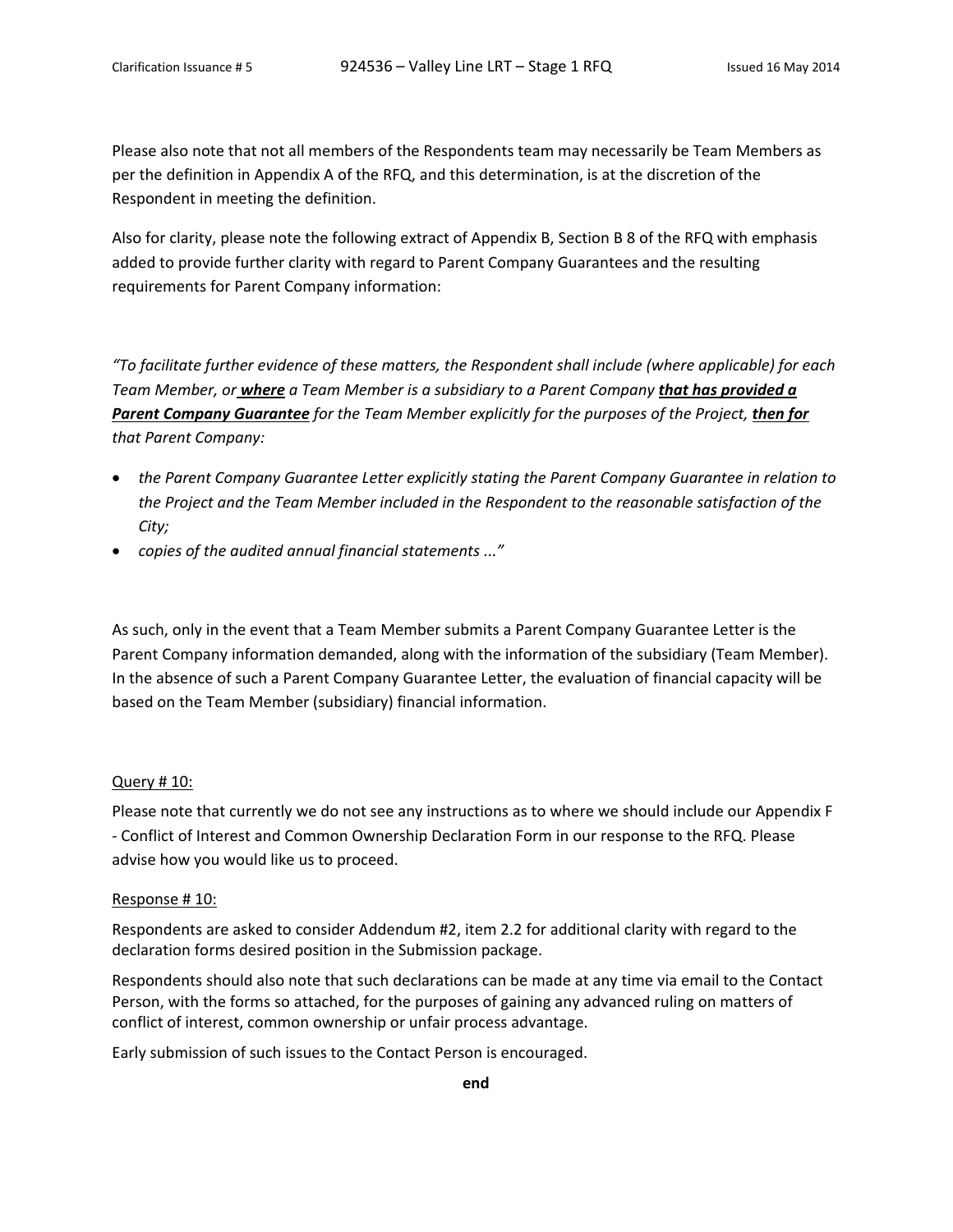Please also note that not all members of the Respondents team may necessarily be Team Members as per the definition in Appendix A of the RFQ, and this determination, is at the discretion of the Respondent in meeting the definition.

Also for clarity, please note the following extract of Appendix B, Section B 8 of the RFQ with emphasis added to provide further clarity with regard to Parent Company Guarantees and the resulting requirements for Parent Company information:

*"To facilitate further evidence of these matters, the Respondent shall include (where applicable) for each Team Member, or* ***where*** *a Team Member is a subsidiary to a Parent Company* ***that has provided a Parent Company Guarantee*** *for the Team Member explicitly for the purposes of the Project,* ***then for*** *that Parent Company:*

- *the Parent Company Guarantee Letter explicitly stating the Parent Company Guarantee in relation to the Project and the Team Member included in the Respondent to the reasonable satisfaction of the City;*
- *copies of the audited annual financial statements ..."*

As such, only in the event that a Team Member submits a Parent Company Guarantee Letter is the Parent Company information demanded, along with the information of the subsidiary (Team Member). In the absence of such a Parent Company Guarantee Letter, the evaluation of financial capacity will be based on the Team Member (subsidiary) financial information.

Query # 10:

Please note that currently we do not see any instructions as to where we should include our Appendix F - Conflict of Interest and Common Ownership Declaration Form in our response to the RFQ. Please advise how you would like us to proceed.

Response # 10:

Respondents are asked to consider Addendum #2, item 2.2 for additional clarity with regard to the declaration forms desired position in the Submission package.

Respondents should also note that such declarations can be made at any time via email to the Contact Person, with the forms so attached, for the purposes of gaining any advanced ruling on matters of conflict of interest, common ownership or unfair process advantage.

Early submission of such issues to the Contact Person is encouraged.

**end**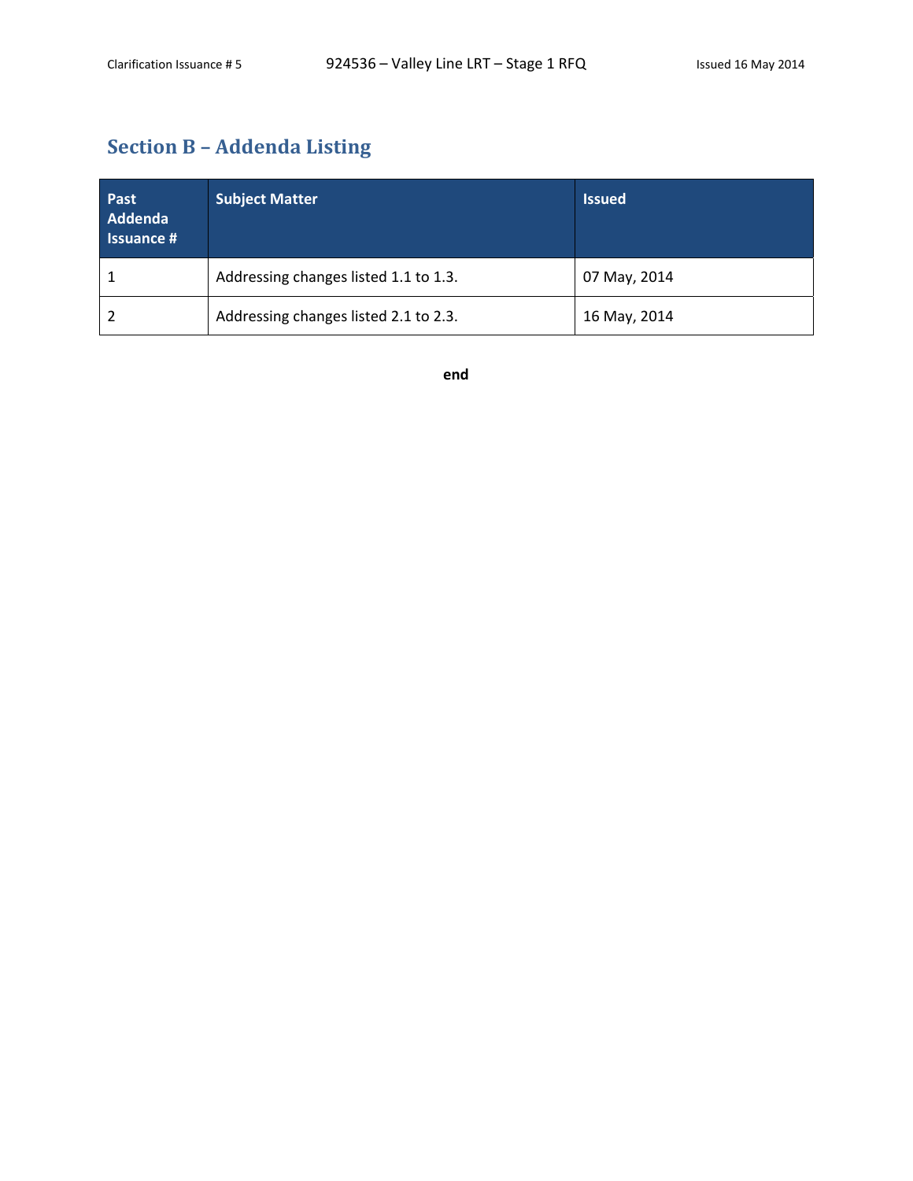## Section B – Addenda Listing

| Past Addenda Issuance # | Subject Matter | Issued |
|---|---|---|
| 1 | Addressing changes listed 1.1 to 1.3. | 07 May, 2014 |
| 2 | Addressing changes listed 2.1 to 2.3. | 16 May, 2014 |

**end**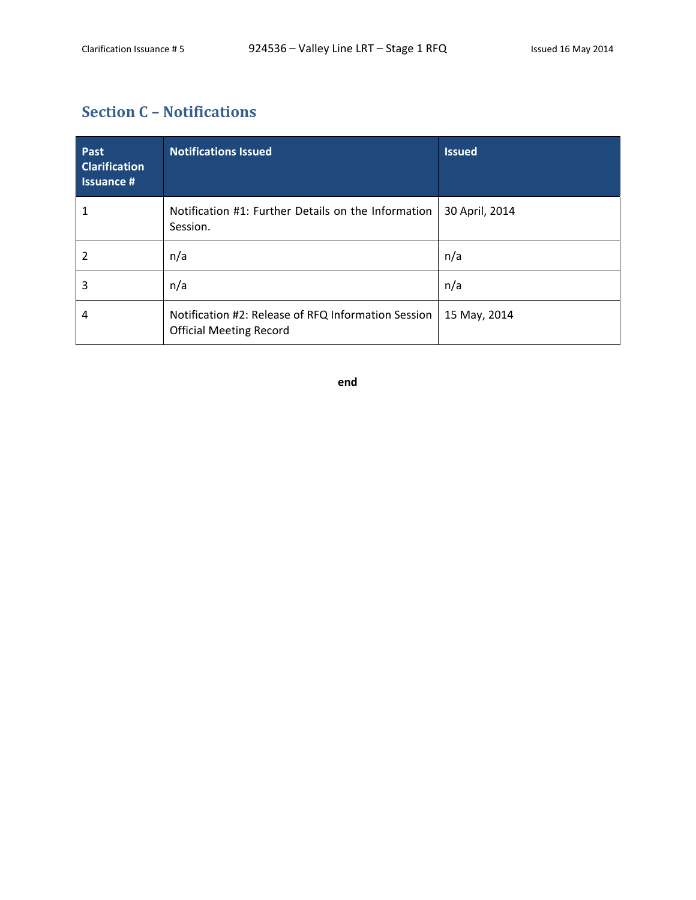## Section C – Notifications

| Past Clarification Issuance # | Notifications Issued | Issued |
|---|---|---|
| 1 | Notification #1: Further Details on the Information Session. | 30 April, 2014 |
| 2 | n/a | n/a |
| 3 | n/a | n/a |
| 4 | Notification #2: Release of RFQ Information Session Official Meeting Record | 15 May, 2014 |

**end**